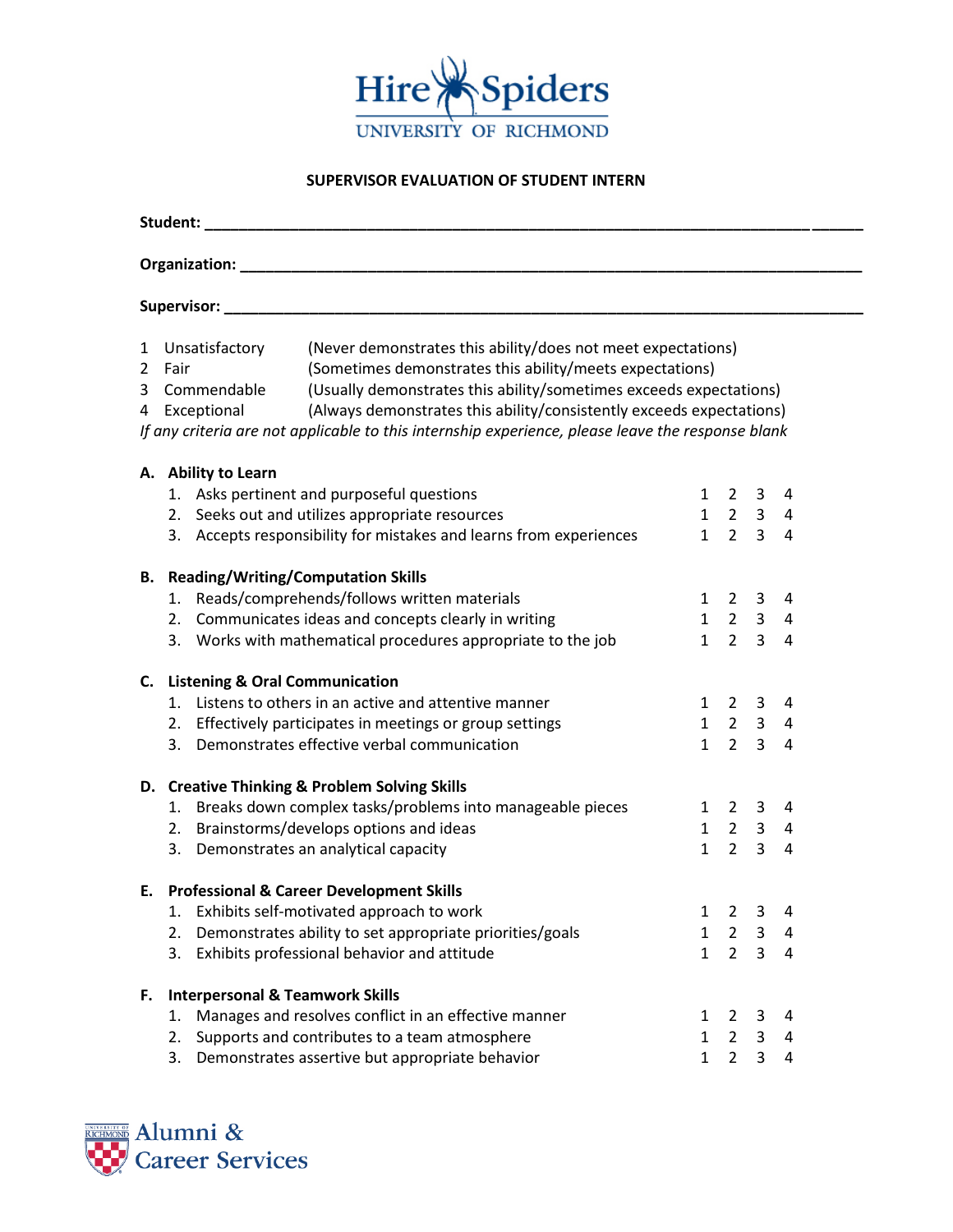# SUPERVISOR EVALUATION OF STUDENT INTERN

**Student:** ______________________________________________________________________________

**Organization:** __________________________________________________________________________

**Supervisor:** ___________________________________________________________________________

| | | |
|---|---|---|
| 1 | Unsatisfactory | (Never demonstrates this ability/does not meet expectations) |
| 2 | Fair | (Sometimes demonstrates this ability/meets expectations) |
| 3 | Commendable | (Usually demonstrates this ability/sometimes exceeds expectations) |
| 4 | Exceptional | (Always demonstrates this ability/consistently exceeds expectations) |

*If any criteria are not applicable to this internship experience, please leave the response blank*

**A. Ability to Learn**

| | | | | |
|---|---|---|---|---|
| 1. Asks pertinent and purposeful questions | 1 | 2 | 3 | 4 |
| 2. Seeks out and utilizes appropriate resources | 1 | 2 | 3 | 4 |
| 3. Accepts responsibility for mistakes and learns from experiences | 1 | 2 | 3 | 4 |

**B. Reading/Writing/Computation Skills**

| | | | | |
|---|---|---|---|---|
| 1. Reads/comprehends/follows written materials | 1 | 2 | 3 | 4 |
| 2. Communicates ideas and concepts clearly in writing | 1 | 2 | 3 | 4 |
| 3. Works with mathematical procedures appropriate to the job | 1 | 2 | 3 | 4 |

**C. Listening & Oral Communication**

| | | | | |
|---|---|---|---|---|
| 1. Listens to others in an active and attentive manner | 1 | 2 | 3 | 4 |
| 2. Effectively participates in meetings or group settings | 1 | 2 | 3 | 4 |
| 3. Demonstrates effective verbal communication | 1 | 2 | 3 | 4 |

**D. Creative Thinking & Problem Solving Skills**

| | | | | |
|---|---|---|---|---|
| 1. Breaks down complex tasks/problems into manageable pieces | 1 | 2 | 3 | 4 |
| 2. Brainstorms/develops options and ideas | 1 | 2 | 3 | 4 |
| 3. Demonstrates an analytical capacity | 1 | 2 | 3 | 4 |

**E. Professional & Career Development Skills**

| | | | | |
|---|---|---|---|---|
| 1. Exhibits self-motivated approach to work | 1 | 2 | 3 | 4 |
| 2. Demonstrates ability to set appropriate priorities/goals | 1 | 2 | 3 | 4 |
| 3. Exhibits professional behavior and attitude | 1 | 2 | 3 | 4 |

**F. Interpersonal & Teamwork Skills**

| | | | | |
|---|---|---|---|---|
| 1. Manages and resolves conflict in an effective manner | 1 | 2 | 3 | 4 |
| 2. Supports and contributes to a team atmosphere | 1 | 2 | 3 | 4 |
| 3. Demonstrates assertive but appropriate behavior | 1 | 2 | 3 | 4 |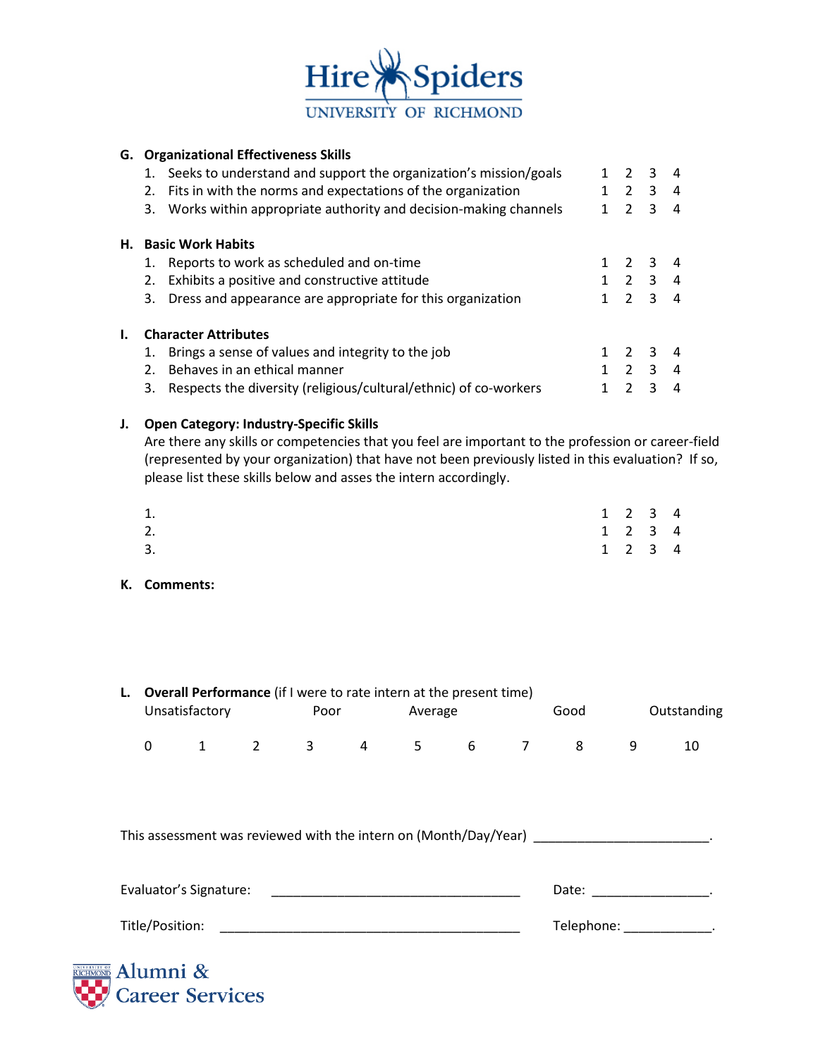**G. Organizational Effectiveness Skills**

1. Seeks to understand and support the organization's mission/goals — 1 2 3 4
2. Fits in with the norms and expectations of the organization — 1 2 3 4
3. Works within appropriate authority and decision-making channels — 1 2 3 4

**H. Basic Work Habits**

1. Reports to work as scheduled and on-time — 1 2 3 4
2. Exhibits a positive and constructive attitude — 1 2 3 4
3. Dress and appearance are appropriate for this organization — 1 2 3 4

**I. Character Attributes**

1. Brings a sense of values and integrity to the job — 1 2 3 4
2. Behaves in an ethical manner — 1 2 3 4
3. Respects the diversity (religious/cultural/ethnic) of co-workers — 1 2 3 4

**J. Open Category: Industry-Specific Skills**

Are there any skills or competencies that you feel are important to the profession or career-field (represented by your organization) that have not been previously listed in this evaluation? If so, please list these skills below and asses the intern accordingly.

1. — 1 2 3 4
2. — 1 2 3 4
3. — 1 2 3 4

**K. Comments:**

**L. Overall Performance** (if I were to rate intern at the present time)

| Unsatisfactory | | | Poor | | Average | | | Good | | Outstanding |
|---|---|---|---|---|---|---|---|---|---|---|
| 0 | 1 | 2 | 3 | 4 | 5 | 6 | 7 | 8 | 9 | 10 |

This assessment was reviewed with the intern on (Month/Day/Year) ________________________.

Evaluator's Signature: __________________________________ Date: ________________.

Title/Position: __________________________________________ Telephone: ____________.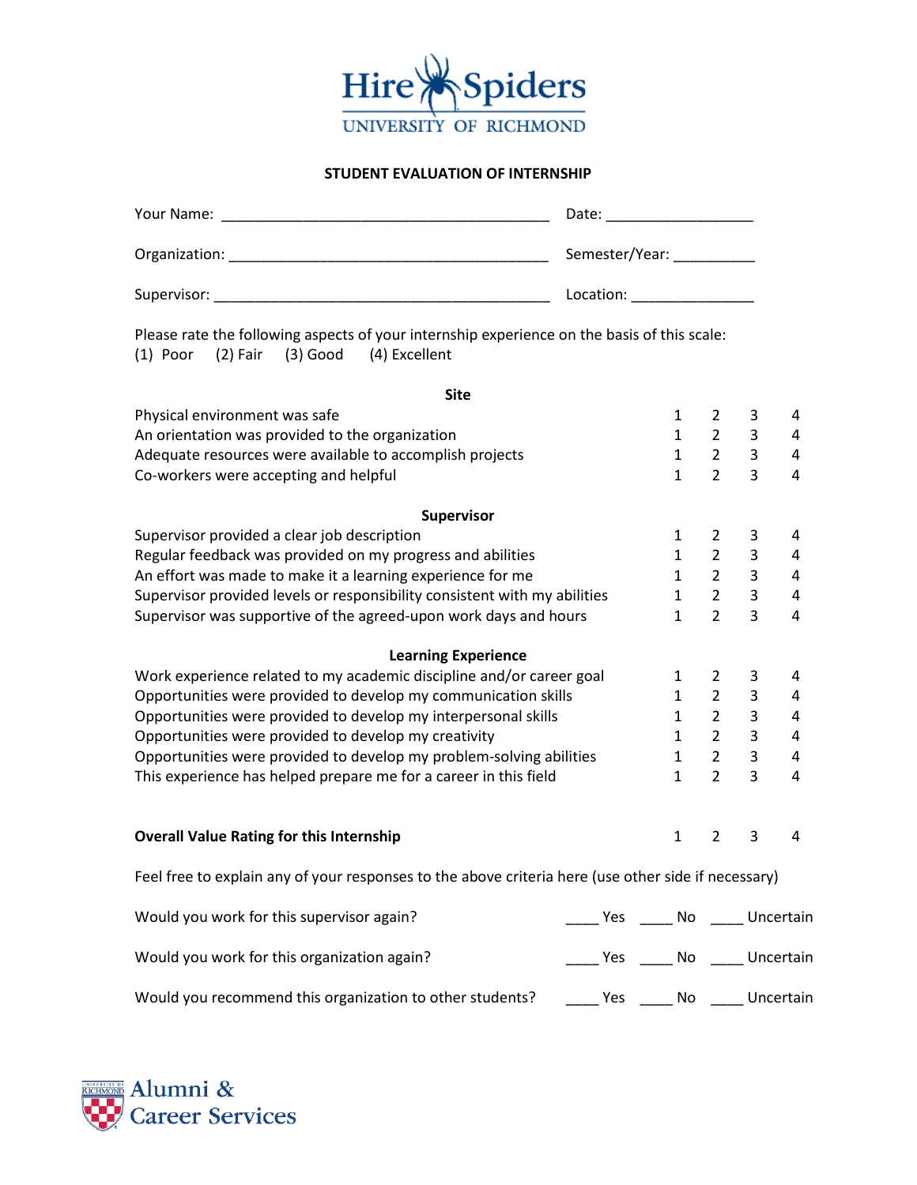Hire Spiders
UNIVERSITY OF RICHMOND

# STUDENT EVALUATION OF INTERNSHIP

Your Name: ________________________________________ Date: __________________

Organization: ______________________________________ Semester/Year: __________

Supervisor: ________________________________________ Location: _______________

Please rate the following aspects of your internship experience on the basis of this scale:
(1) Poor (2) Fair (3) Good (4) Excellent

| | | | | |
|---|---|---|---|---|
| **Site** | | | | |
| Physical environment was safe | 1 | 2 | 3 | 4 |
| An orientation was provided to the organization | 1 | 2 | 3 | 4 |
| Adequate resources were available to accomplish projects | 1 | 2 | 3 | 4 |
| Co-workers were accepting and helpful | 1 | 2 | 3 | 4 |
| **Supervisor** | | | | |
| Supervisor provided a clear job description | 1 | 2 | 3 | 4 |
| Regular feedback was provided on my progress and abilities | 1 | 2 | 3 | 4 |
| An effort was made to make it a learning experience for me | 1 | 2 | 3 | 4 |
| Supervisor provided levels or responsibility consistent with my abilities | 1 | 2 | 3 | 4 |
| Supervisor was supportive of the agreed-upon work days and hours | 1 | 2 | 3 | 4 |
| **Learning Experience** | | | | |
| Work experience related to my academic discipline and/or career goal | 1 | 2 | 3 | 4 |
| Opportunities were provided to develop my communication skills | 1 | 2 | 3 | 4 |
| Opportunities were provided to develop my interpersonal skills | 1 | 2 | 3 | 4 |
| Opportunities were provided to develop my creativity | 1 | 2 | 3 | 4 |
| Opportunities were provided to develop my problem-solving abilities | 1 | 2 | 3 | 4 |
| This experience has helped prepare me for a career in this field | 1 | 2 | 3 | 4 |
| **Overall Value Rating for this Internship** | 1 | 2 | 3 | 4 |

Feel free to explain any of your responses to the above criteria here (use other side if necessary)

Would you work for this supervisor again? ____ Yes ____ No ____ Uncertain

Would you work for this organization again? ____ Yes ____ No ____ Uncertain

Would you recommend this organization to other students? ____ Yes ____ No ____ Uncertain

Alumni & Career Services